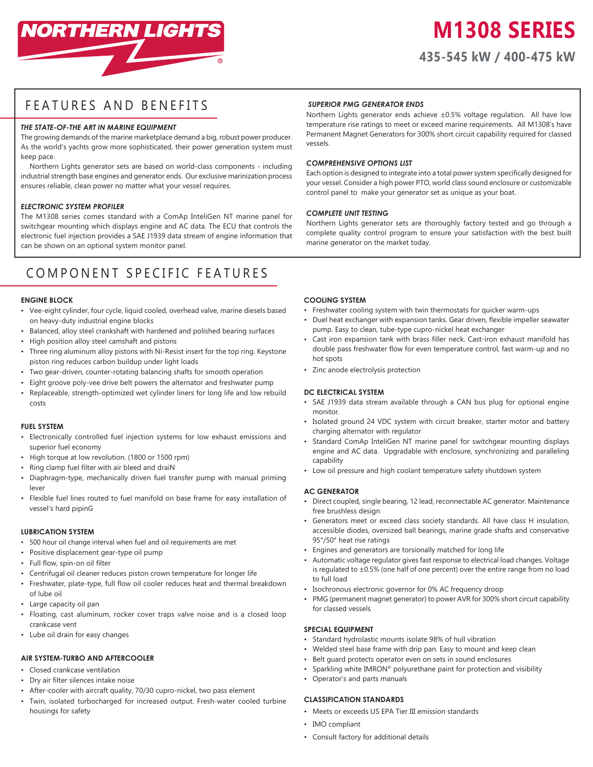NORTHERN LIGHTS

# M1308 SERIES

## 435-545 kW / 400-475 kW

## FEATURES AND BENEFITS

***THE STATE-OF-THE ART IN MARINE EQUIPMENT***

The growing demands of the marine marketplace demand a big, robust power producer. As the world's yachts grow more sophisticated, their power generation system must keep pace.

Northern Lights generator sets are based on world-class components - including industrial strength base engines and generator ends. Our exclusive marinization process ensures reliable, clean power no matter what your vessel requires.

***ELECTRONIC SYSTEM PROFILER***

The M1308 series comes standard with a ComAp InteliGen NT marine panel for switchgear mounting which displays engine and AC data. The ECU that controls the electronic fuel injection provides a SAE J1939 data stream of engine information that can be shown on an optional system monitor panel.

***SUPERIOR PMG GENERATOR ENDS***

Northern Lights generator ends achieve ±0.5% voltage regulation. All have low temperature rise ratings to meet or exceed marine requirements. All M1308's have Permanent Magnet Generators for 300% short circuit capability required for classed vessels.

***COMPREHENSIVE OPTIONS LIST***

Each option is designed to integrate into a total power system specifically designed for your vessel. Consider a high power PTO, world class sound enclosure or customizable control panel to make your generator set as unique as your boat.

***COMPLETE UNIT TESTING***

Northern Lights generator sets are thoroughly factory tested and go through a complete quality control program to ensure your satisfaction with the best built marine generator on the market today.

## COMPONENT SPECIFIC FEATURES

**ENGINE BLOCK**

- Vee-eight cylinder, four cycle, liquid cooled, overhead valve, marine diesels based on heavy-duty industrial engine blocks
- Balanced, alloy steel crankshaft with hardened and polished bearing surfaces
- High position alloy steel camshaft and pistons
- Three ring aluminum alloy pistons with Ni-Resist insert for the top ring. Keystone piston ring reduces carbon buildup under light loads
- Two gear-driven, counter-rotating balancing shafts for smooth operation
- Eight groove poly-vee drive belt powers the alternator and freshwater pump
- Replaceable, strength-optimized wet cylinder liners for long life and low rebuild costs

**FUEL SYSTEM**

- Electronically controlled fuel injection systems for low exhaust emissions and superior fuel economy
- High torque at low revolution. (1800 or 1500 rpm)
- Ring clamp fuel filter with air bleed and draiN
- Diaphragm-type, mechanically driven fuel transfer pump with manual priming lever
- Flexible fuel lines routed to fuel manifold on base frame for easy installation of vessel's hard pipinG

**LUBRICATION SYSTEM**

- 500 hour oil change interval when fuel and oil requirements are met
- Positive displacement gear-type oil pump
- Full flow, spin-on oil filter
- Centrifugal oil cleaner reduces piston crown temperature for longer life
- Freshwater, plate-type, full flow oil cooler reduces heat and thermal breakdown of lube oil
- Large capacity oil pan
- Floating, cast aluminum, rocker cover traps valve noise and is a closed loop crankcase vent
- Lube oil drain for easy changes

**AIR SYSTEM-TURBO AND AFTERCOOLER**

- Closed crankcase ventilation
- Dry air filter silences intake noise
- After-cooler with aircraft quality, 70/30 cupro-nickel, two pass element
- Twin, isolated turbocharged for increased output. Fresh-water cooled turbine housings for safety

**COOLING SYSTEM**

- Freshwater cooling system with twin thermostats for quicker warm-ups
- Duel heat exchanger with expansion tanks. Gear driven, flexible impeller seawater pump. Easy to clean, tube-type cupro-nickel heat exchanger
- Cast iron expansion tank with brass filler neck. Cast-iron exhaust manifold has double pass freshwater flow for even temperature control, fast warm-up and no hot spots
- Zinc anode electrolysis protection

**DC ELECTRICAL SYSTEM**

- SAE J1939 data stream available through a CAN bus plug for optional engine monitor.
- Isolated ground 24 VDC system with circuit breaker, starter motor and battery charging alternator with regulator
- Standard ComAp InteliGen NT marine panel for switchgear mounting displays engine and AC data. Upgradable with enclosure, synchronizing and paralleling capability
- Low oil pressure and high coolant temperature safety shutdown system

**AC GENERATOR**

- Direct coupled, single bearing, 12 lead, reconnectable AC generator. Maintenance free brushless design
- Generators meet or exceed class society standards. All have class H insulation, accessible diodes, oversized ball bearings, marine grade shafts and conservative 95°/50° heat rise ratings
- Engines and generators are torsionally matched for long life
- Automatic voltage regulator gives fast response to electrical load changes. Voltage is regulated to ±0.5% (one half of one percent) over the entire range from no load to full load
- Isochronous electronic governor for 0% AC frequency droop
- PMG (permanent magnet generator) to power AVR for 300% short circuit capability for classed vessels

**SPECIAL EQUIPMENT**

- Standard hydrolastic mounts isolate 98% of hull vibration
- Welded steel base frame with drip pan. Easy to mount and keep clean
- Belt guard protects operator even on sets in sound enclosures
- Sparkling white IMRON® polyurethane paint for protection and visibility
- Operator's and parts manuals

**CLASSIFICATION STANDARDS**

- Meets or exceeds US EPA Tier III emission standards
- IMO compliant
- Consult factory for additional details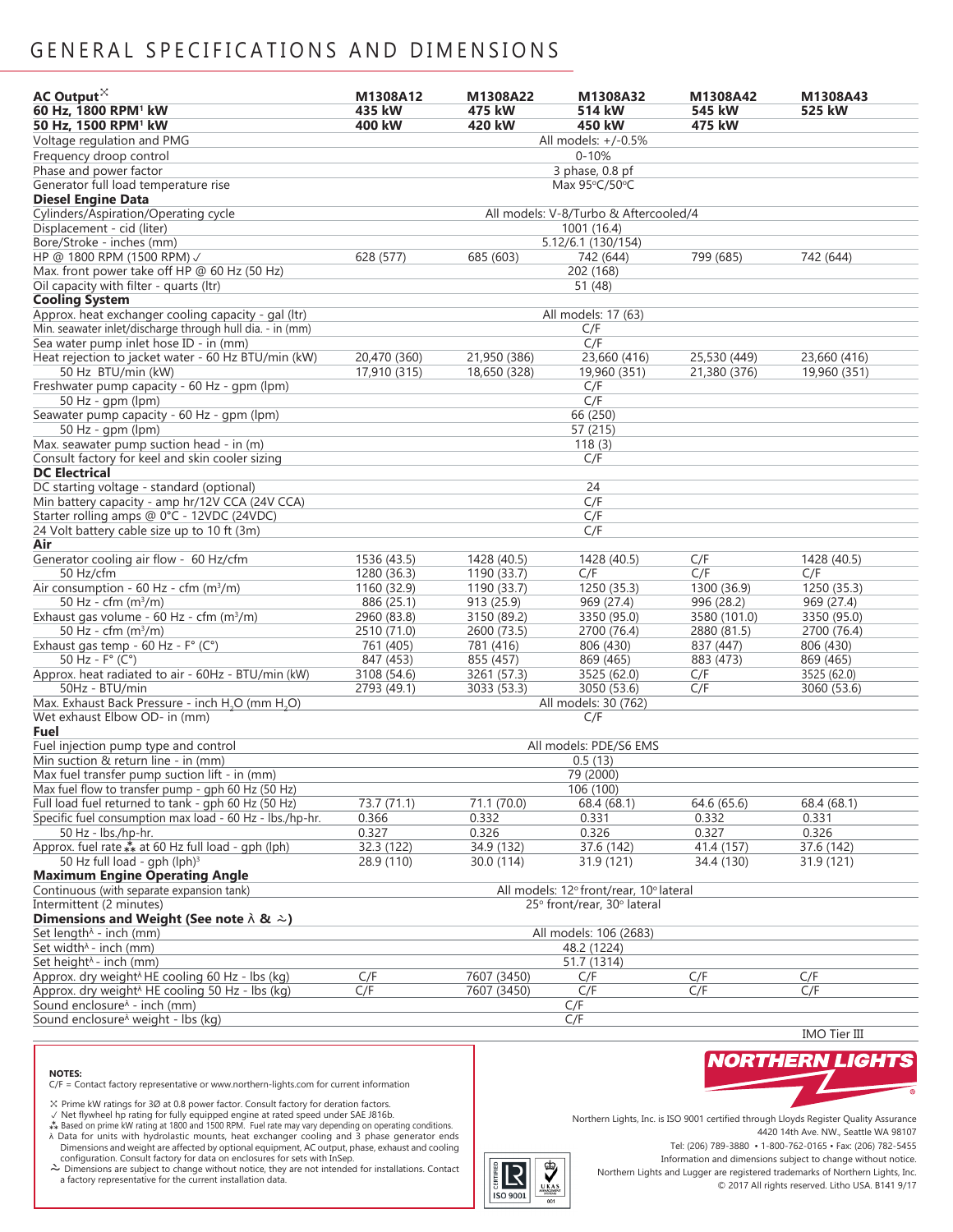# GENERAL SPECIFICATIONS AND DIMENSIONS

| AC Output⤫ | M1308A12 | M1308A22 | M1308A32 | M1308A42 | M1308A43 |
|---|---|---|---|---|---|
| **60 Hz, 1800 RPM[1] kW** | **435 kW** | **475 kW** | **514 kW** | **545 kW** | **525 kW** |
| **50 Hz, 1500 RPM[1] kW** | **400 kW** | **420 kW** | **450 kW** | **475 kW** | |
| Voltage regulation and PMG | | | All models: +/-0.5% | | |
| Frequency droop control | | | 0-10% | | |
| Phase and power factor | | | 3 phase, 0.8 pf | | |
| Generator full load temperature rise | | | Max 95ºC/50ºC | | |
| **Diesel Engine Data** | | | | | |
| Cylinders/Aspiration/Operating cycle | | | All models: V-8/Turbo & Aftercooled/4 | | |
| Displacement - cid (liter) | | | 1001 (16.4) | | |
| Bore/Stroke - inches (mm) | | | 5.12/6.1 (130/154) | | |
| HP @ 1800 RPM (1500 RPM) ✓ | 628 (577) | 685 (603) | 742 (644) | 799 (685) | 742 (644) |
| Max. front power take off HP @ 60 Hz (50 Hz) | | | 202 (168) | | |
| Oil capacity with filter - quarts (ltr) | | | 51 (48) | | |
| **Cooling System** | | | | | |
| Approx. heat exchanger cooling capacity - gal (ltr) | | | All models: 17 (63) | | |
| Min. seawater inlet/discharge through hull dia. - in (mm) | | | C/F | | |
| Sea water pump inlet hose ID - in (mm) | | | C/F | | |
| Heat rejection to jacket water - 60 Hz BTU/min (kW) | 20,470 (360) | 21,950 (386) | 23,660 (416) | 25,530 (449) | 23,660 (416) |
| 50 Hz BTU/min (kW) | 17,910 (315) | 18,650 (328) | 19,960 (351) | 21,380 (376) | 19,960 (351) |
| Freshwater pump capacity - 60 Hz - gpm (lpm) | | | C/F | | |
| 50 Hz - gpm (lpm) | | | C/F | | |
| Seawater pump capacity - 60 Hz - gpm (lpm) | | | 66 (250) | | |
| 50 Hz - gpm (lpm) | | | 57 (215) | | |
| Max. seawater pump suction head - in (m) | | | 118 (3) | | |
| Consult factory for keel and skin cooler sizing | | | C/F | | |
| **DC Electrical** | | | | | |
| DC starting voltage - standard (optional) | | | 24 | | |
| Min battery capacity - amp hr/12V CCA (24V CCA) | | | C/F | | |
| Starter rolling amps @ 0°C - 12VDC (24VDC) | | | C/F | | |
| 24 Volt battery cable size up to 10 ft (3m) | | | C/F | | |
| **Air** | | | | | |
| Generator cooling air flow - 60 Hz/cfm | 1536 (43.5) | 1428 (40.5) | 1428 (40.5) | C/F | 1428 (40.5) |
| 50 Hz/cfm | 1280 (36.3) | 1190 (33.7) | C/F | C/F | C/F |
| Air consumption - 60 Hz - cfm ($m^3$/m) | 1160 (32.9) | 1190 (33.7) | 1250 (35.3) | 1300 (36.9) | 1250 (35.3) |
| 50 Hz - cfm ($m^3$/m) | 886 (25.1) | 913 (25.9) | 969 (27.4) | 996 (28.2) | 969 (27.4) |
| Exhaust gas volume - 60 Hz - cfm ($m^3$/m) | 2960 (83.8) | 3150 (89.2) | 3350 (95.0) | 3580 (101.0) | 3350 (95.0) |
| 50 Hz - cfm ($m^3$/m) | 2510 (71.0) | 2600 (73.5) | 2700 (76.4) | 2880 (81.5) | 2700 (76.4) |
| Exhaust gas temp - 60 Hz - F° (C°) | 761 (405) | 781 (416) | 806 (430) | 837 (447) | 806 (430) |
| 50 Hz - F° (C°) | 847 (453) | 855 (457) | 869 (465) | 883 (473) | 869 (465) |
| Approx. heat radiated to air - 60Hz - BTU/min (kW) | 3108 (54.6) | 3261 (57.3) | 3525 (62.0) | C/F | 3525 (62.0) |
| 50Hz - BTU/min | 2793 (49.1) | 3033 (53.3) | 3050 (53.6) | C/F | 3060 (53.6) |
| Max. Exhaust Back Pressure - inch $H_2O$ (mm $H_2O$) | | | All models: 30 (762) | | |
| Wet exhaust Elbow OD- in (mm) | | | C/F | | |
| **Fuel** | | | | | |
| Fuel injection pump type and control | | | All models: PDE/S6 EMS | | |
| Min suction & return line - in (mm) | | | 0.5 (13) | | |
| Max fuel transfer pump suction lift - in (mm) | | | 79 (2000) | | |
| Max fuel flow to transfer pump - gph 60 Hz (50 Hz) | | | 106 (100) | | |
| Full load fuel returned to tank - gph 60 Hz (50 Hz) | 73.7 (71.1) | 71.1 (70.0) | 68.4 (68.1) | 64.6 (65.6) | 68.4 (68.1) |
| Specific fuel consumption max load - 60 Hz - lbs./hp-hr. | 0.366 | 0.332 | 0.331 | 0.332 | 0.331 |
| 50 Hz - lbs./hp-hr. | 0.327 | 0.326 | 0.326 | 0.327 | 0.326 |
| Approx. fuel rate ⁂ at 60 Hz full load - gph (lph) | 32.3 (122) | 34.9 (132) | 37.6 (142) | 41.4 (157) | 37.6 (142) |
| 50 Hz full load - gph (lph)[3] | 28.9 (110) | 30.0 (114) | 31.9 (121) | 34.4 (130) | 31.9 (121) |
| **Maximum Engine Operating Angle** | | | | | |
| Continuous (with separate expansion tank) | | | All models: 12º front/rear, 10º lateral | | |
| Intermittent (2 minutes) | | | 25º front/rear, 30º lateral | | |
| **Dimensions and Weight (See note λ & ∼)** | | | | | |
| Set length^λ - inch (mm) | | | All models: 106 (2683) | | |
| Set width^λ - inch (mm) | | | 48.2 (1224) | | |
| Set height^λ - inch (mm) | | | 51.7 (1314) | | |
| Approx. dry weight^λ HE cooling 60 Hz - lbs (kg) | C/F | 7607 (3450) | C/F | C/F | C/F |
| Approx. dry weight^λ HE cooling 50 Hz - lbs (kg) | C/F | 7607 (3450) | C/F | C/F | C/F |
| Sound enclosure^λ - inch (mm) | | | C/F | | |
| Sound enclosure^λ weight - lbs (kg) | | | C/F | | |

IMO Tier III

**NOTES:**

C/F = Contact factory representative or www.northern-lights.com for current information

⤫ Prime kW ratings for 3Ø at 0.8 power factor. Consult factory for deration factors.
✓ Net flywheel hp rating for fully equipped engine at rated speed under SAE J816b.
⁂ Based on prime kW rating at 1800 and 1500 RPM. Fuel rate may vary depending on operating conditions.
λ Data for units with hydrolastic mounts, heat exchanger cooling and 3 phase generator ends Dimensions and weight are affected by optional equipment, AC output, phase, exhaust and cooling configuration. Consult factory for data on enclosures for sets with InSep.
∼ Dimensions are subject to change without notice, they are not intended for installations. Contact a factory representative for the current installation data.

NORTHERN LIGHTS

Northern Lights, Inc. is ISO 9001 certified through Lloyds Register Quality Assurance
4420 14th Ave. NW., Seattle WA 98107
Tel: (206) 789-3880 • 1-800-762-0165 • Fax: (206) 782-5455
Information and dimensions subject to change without notice.
Northern Lights and Lugger are registered trademarks of Northern Lights, Inc.
© 2017 All rights reserved. Litho USA. B141 9/17